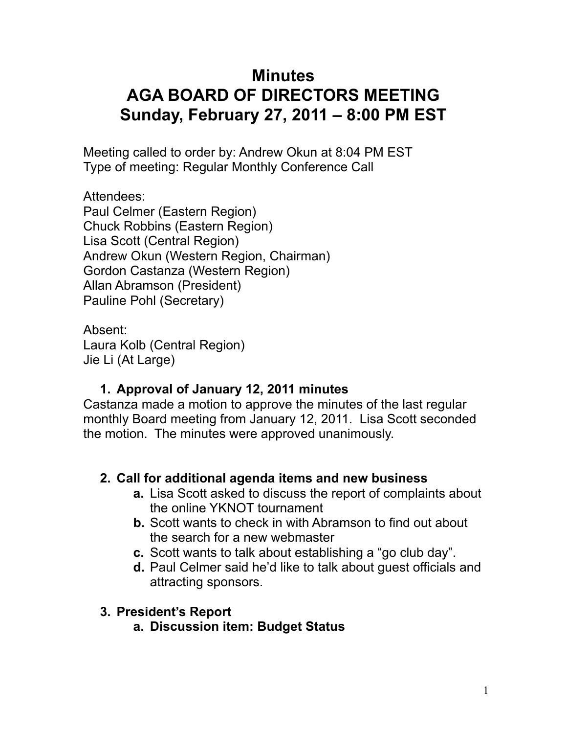# Minutes
# AGA BOARD OF DIRECTORS MEETING
# Sunday, February 27, 2011 – 8:00 PM EST

Meeting called to order by: Andrew Okun at 8:04 PM EST
Type of meeting: Regular Monthly Conference Call

Attendees:
Paul Celmer (Eastern Region)
Chuck Robbins (Eastern Region)
Lisa Scott (Central Region)
Andrew Okun (Western Region, Chairman)
Gordon Castanza (Western Region)
Allan Abramson (President)
Pauline Pohl (Secretary)

Absent:
Laura Kolb (Central Region)
Jie Li (At Large)

1. **Approval of January 12, 2011 minutes**

Castanza made a motion to approve the minutes of the last regular monthly Board meeting from January 12, 2011. Lisa Scott seconded the motion. The minutes were approved unanimously.

2. **Call for additional agenda items and new business**
   - **a.** Lisa Scott asked to discuss the report of complaints about the online YKNOT tournament
   - **b.** Scott wants to check in with Abramson to find out about the search for a new webmaster
   - **c.** Scott wants to talk about establishing a "go club day".
   - **d.** Paul Celmer said he'd like to talk about guest officials and attracting sponsors.

3. **President's Report**
   - **a. Discussion item: Budget Status**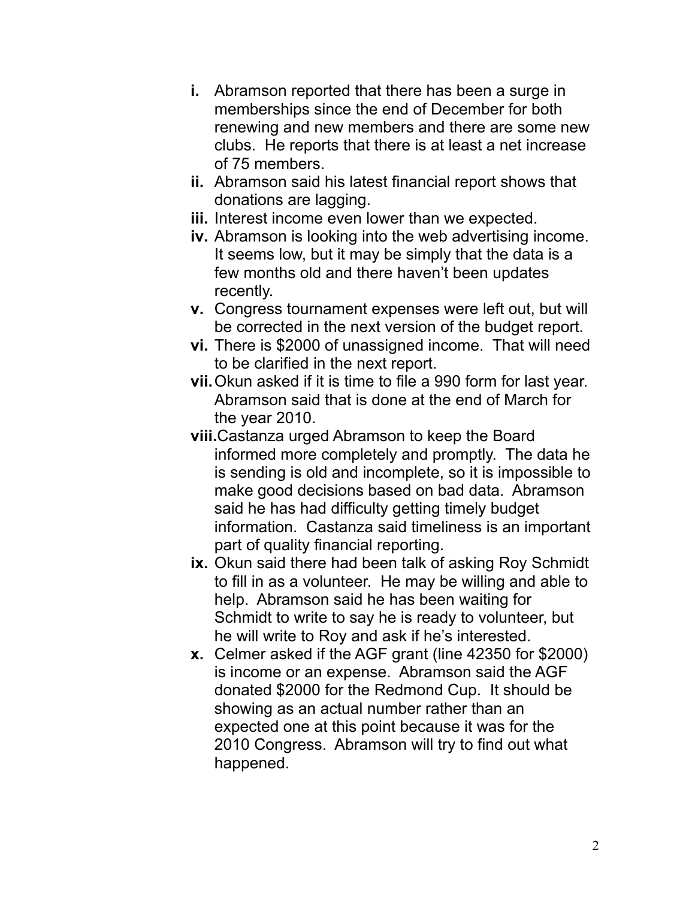- **i.** Abramson reported that there has been a surge in memberships since the end of December for both renewing and new members and there are some new clubs. He reports that there is at least a net increase of 75 members.
- **ii.** Abramson said his latest financial report shows that donations are lagging.
- **iii.** Interest income even lower than we expected.
- **iv.** Abramson is looking into the web advertising income. It seems low, but it may be simply that the data is a few months old and there haven't been updates recently.
- **v.** Congress tournament expenses were left out, but will be corrected in the next version of the budget report.
- **vi.** There is $2000 of unassigned income. That will need to be clarified in the next report.
- **vii.** Okun asked if it is time to file a 990 form for last year. Abramson said that is done at the end of March for the year 2010.
- **viii.** Castanza urged Abramson to keep the Board informed more completely and promptly. The data he is sending is old and incomplete, so it is impossible to make good decisions based on bad data. Abramson said he has had difficulty getting timely budget information. Castanza said timeliness is an important part of quality financial reporting.
- **ix.** Okun said there had been talk of asking Roy Schmidt to fill in as a volunteer. He may be willing and able to help. Abramson said he has been waiting for Schmidt to write to say he is ready to volunteer, but he will write to Roy and ask if he's interested.
- **x.** Celmer asked if the AGF grant (line 42350 for $2000) is income or an expense. Abramson said the AGF donated $2000 for the Redmond Cup. It should be showing as an actual number rather than an expected one at this point because it was for the 2010 Congress. Abramson will try to find out what happened.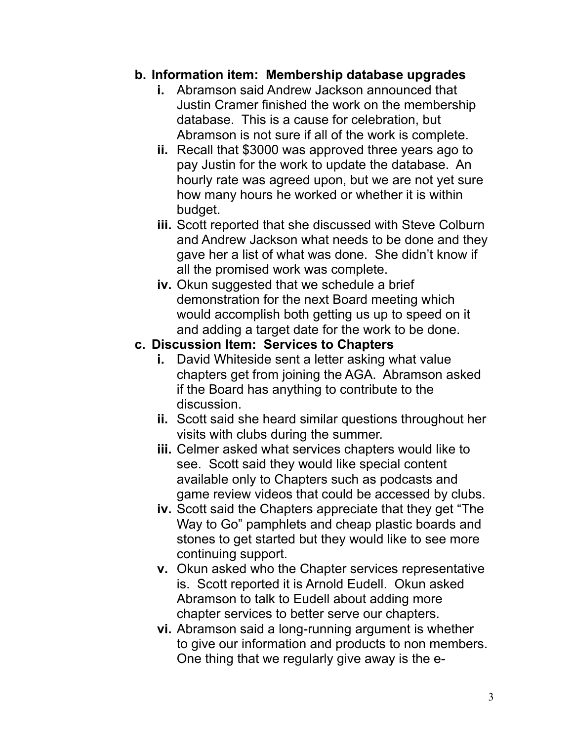**b. Information item: Membership database upgrades**

i. Abramson said Andrew Jackson announced that Justin Cramer finished the work on the membership database. This is a cause for celebration, but Abramson is not sure if all of the work is complete.

ii. Recall that $3000 was approved three years ago to pay Justin for the work to update the database. An hourly rate was agreed upon, but we are not yet sure how many hours he worked or whether it is within budget.

iii. Scott reported that she discussed with Steve Colburn and Andrew Jackson what needs to be done and they gave her a list of what was done. She didn't know if all the promised work was complete.

iv. Okun suggested that we schedule a brief demonstration for the next Board meeting which would accomplish both getting us up to speed on it and adding a target date for the work to be done.

**c. Discussion Item: Services to Chapters**

i. David Whiteside sent a letter asking what value chapters get from joining the AGA. Abramson asked if the Board has anything to contribute to the discussion.

ii. Scott said she heard similar questions throughout her visits with clubs during the summer.

iii. Celmer asked what services chapters would like to see. Scott said they would like special content available only to Chapters such as podcasts and game review videos that could be accessed by clubs.

iv. Scott said the Chapters appreciate that they get "The Way to Go" pamphlets and cheap plastic boards and stones to get started but they would like to see more continuing support.

v. Okun asked who the Chapter services representative is. Scott reported it is Arnold Eudell. Okun asked Abramson to talk to Eudell about adding more chapter services to better serve our chapters.

vi. Abramson said a long-running argument is whether to give our information and products to non members. One thing that we regularly give away is the e-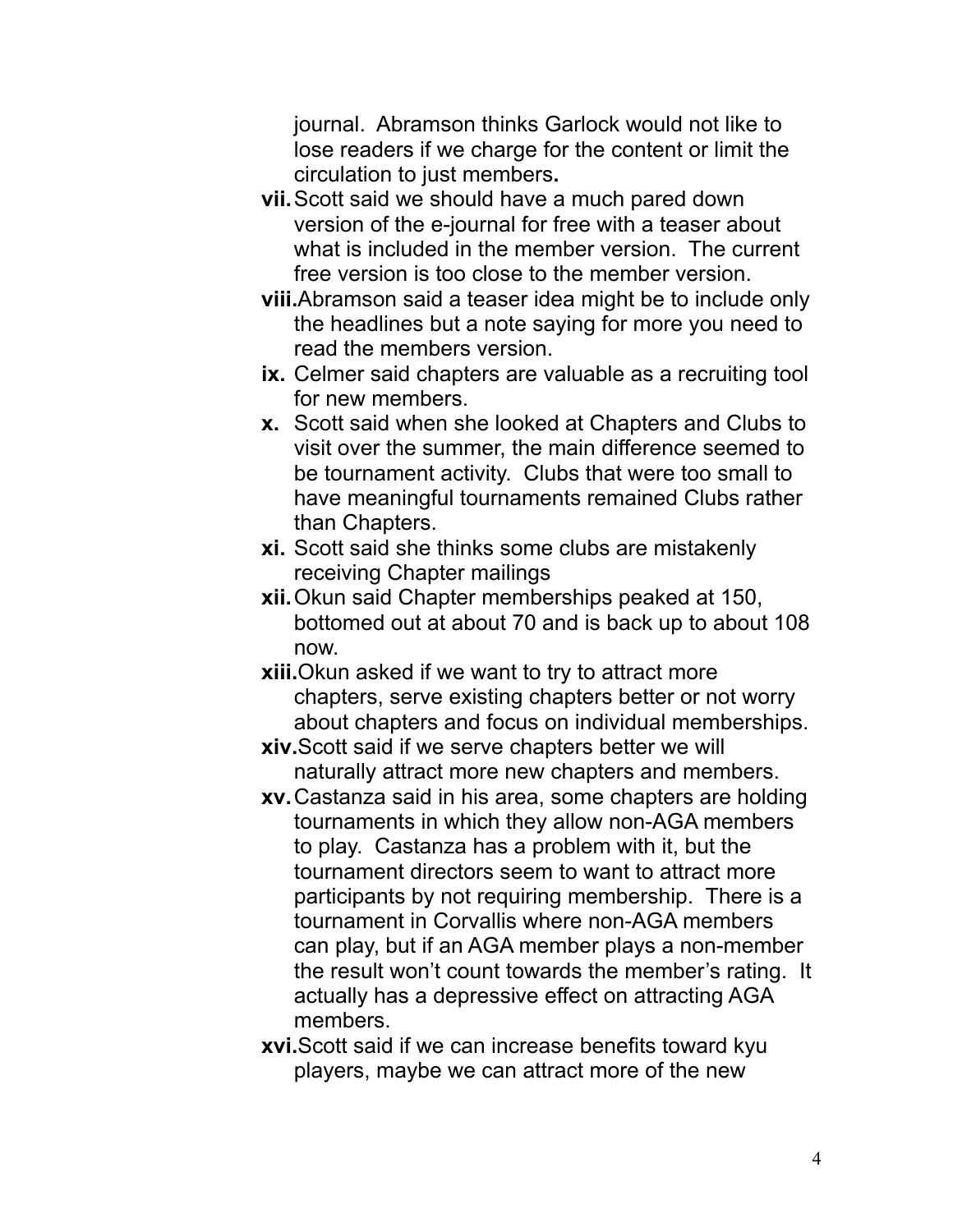journal. Abramson thinks Garlock would not like to lose readers if we charge for the content or limit the circulation to just members**.**

- **vii.** Scott said we should have a much pared down version of the e-journal for free with a teaser about what is included in the member version. The current free version is too close to the member version.
- **viii.** Abramson said a teaser idea might be to include only the headlines but a note saying for more you need to read the members version.
- **ix.** Celmer said chapters are valuable as a recruiting tool for new members.
- **x.** Scott said when she looked at Chapters and Clubs to visit over the summer, the main difference seemed to be tournament activity. Clubs that were too small to have meaningful tournaments remained Clubs rather than Chapters.
- **xi.** Scott said she thinks some clubs are mistakenly receiving Chapter mailings
- **xii.** Okun said Chapter memberships peaked at 150, bottomed out at about 70 and is back up to about 108 now.
- **xiii.** Okun asked if we want to try to attract more chapters, serve existing chapters better or not worry about chapters and focus on individual memberships.
- **xiv.** Scott said if we serve chapters better we will naturally attract more new chapters and members.
- **xv.** Castanza said in his area, some chapters are holding tournaments in which they allow non-AGA members to play. Castanza has a problem with it, but the tournament directors seem to want to attract more participants by not requiring membership. There is a tournament in Corvallis where non-AGA members can play, but if an AGA member plays a non-member the result won't count towards the member's rating. It actually has a depressive effect on attracting AGA members.
- **xvi.** Scott said if we can increase benefits toward kyu players, maybe we can attract more of the new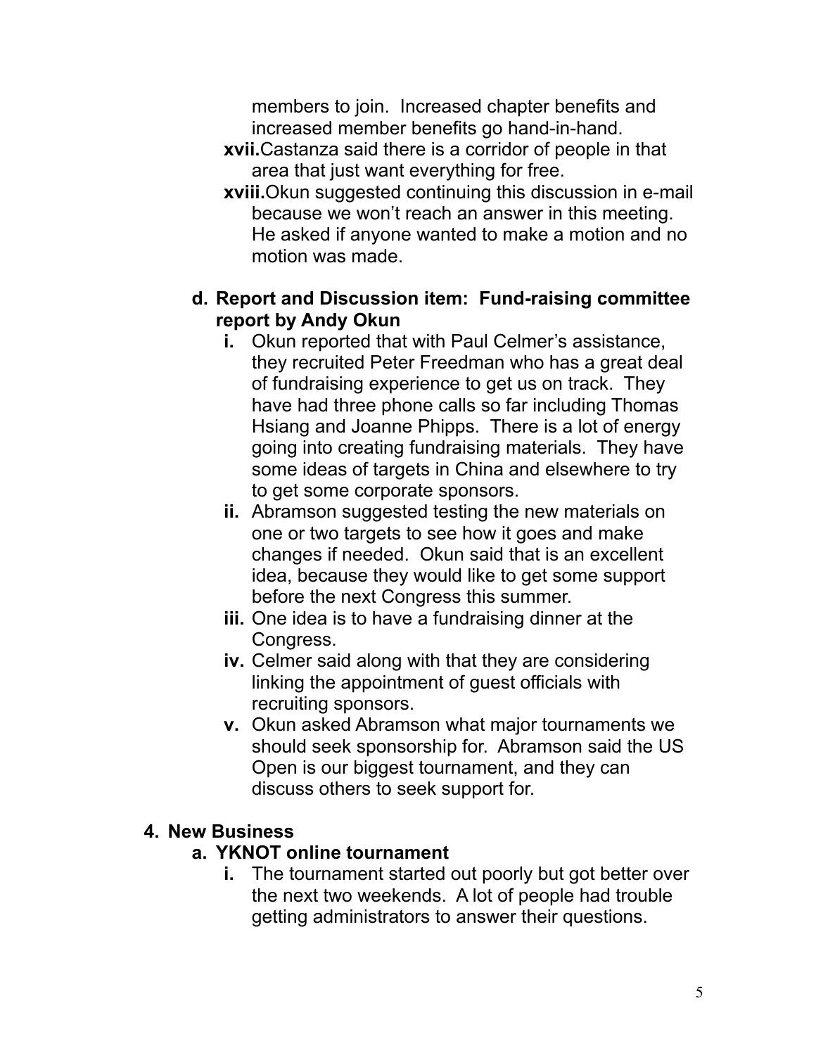members to join. Increased chapter benefits and increased member benefits go hand-in-hand.

xvii. Castanza said there is a corridor of people in that area that just want everything for free.

xviii. Okun suggested continuing this discussion in e-mail because we won't reach an answer in this meeting. He asked if anyone wanted to make a motion and no motion was made.

**d. Report and Discussion item: Fund-raising committee report by Andy Okun**

- **i.** Okun reported that with Paul Celmer's assistance, they recruited Peter Freedman who has a great deal of fundraising experience to get us on track. They have had three phone calls so far including Thomas Hsiang and Joanne Phipps. There is a lot of energy going into creating fundraising materials. They have some ideas of targets in China and elsewhere to try to get some corporate sponsors.
- **ii.** Abramson suggested testing the new materials on one or two targets to see how it goes and make changes if needed. Okun said that is an excellent idea, because they would like to get some support before the next Congress this summer.
- **iii.** One idea is to have a fundraising dinner at the Congress.
- **iv.** Celmer said along with that they are considering linking the appointment of guest officials with recruiting sponsors.
- **v.** Okun asked Abramson what major tournaments we should seek sponsorship for. Abramson said the US Open is our biggest tournament, and they can discuss others to seek support for.

## 4. New Business

**a. YKNOT online tournament**

- **i.** The tournament started out poorly but got better over the next two weekends. A lot of people had trouble getting administrators to answer their questions.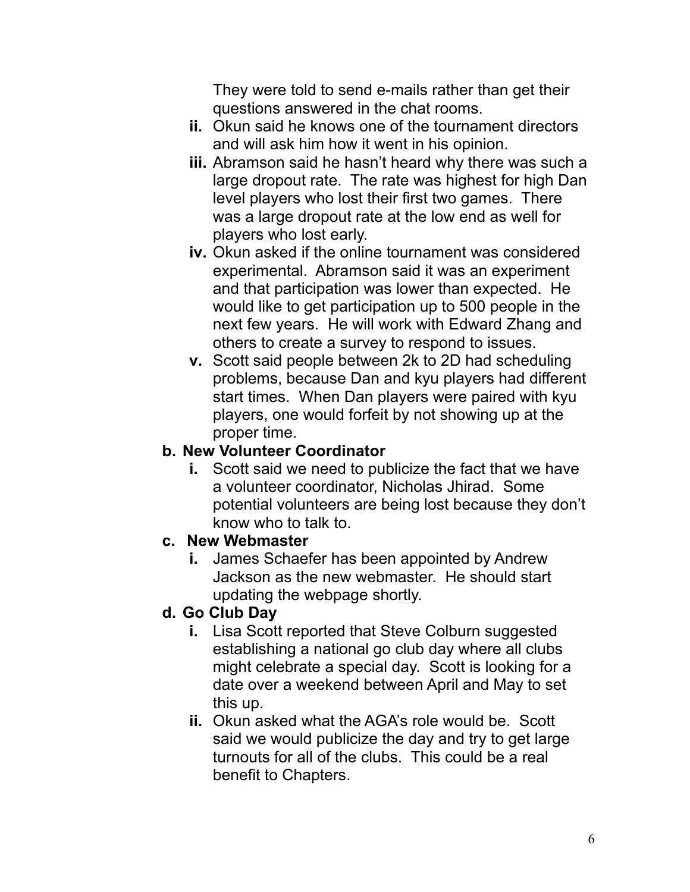They were told to send e-mails rather than get their questions answered in the chat rooms.

ii. Okun said he knows one of the tournament directors and will ask him how it went in his opinion.

iii. Abramson said he hasn't heard why there was such a large dropout rate. The rate was highest for high Dan level players who lost their first two games. There was a large dropout rate at the low end as well for players who lost early.

iv. Okun asked if the online tournament was considered experimental. Abramson said it was an experiment and that participation was lower than expected. He would like to get participation up to 500 people in the next few years. He will work with Edward Zhang and others to create a survey to respond to issues.

v. Scott said people between 2k to 2D had scheduling problems, because Dan and kyu players had different start times. When Dan players were paired with kyu players, one would forfeit by not showing up at the proper time.

**b. New Volunteer Coordinator**

i. Scott said we need to publicize the fact that we have a volunteer coordinator, Nicholas Jhirad. Some potential volunteers are being lost because they don't know who to talk to.

**c. New Webmaster**

i. James Schaefer has been appointed by Andrew Jackson as the new webmaster. He should start updating the webpage shortly.

**d. Go Club Day**

i. Lisa Scott reported that Steve Colburn suggested establishing a national go club day where all clubs might celebrate a special day. Scott is looking for a date over a weekend between April and May to set this up.

ii. Okun asked what the AGA's role would be. Scott said we would publicize the day and try to get large turnouts for all of the clubs. This could be a real benefit to Chapters.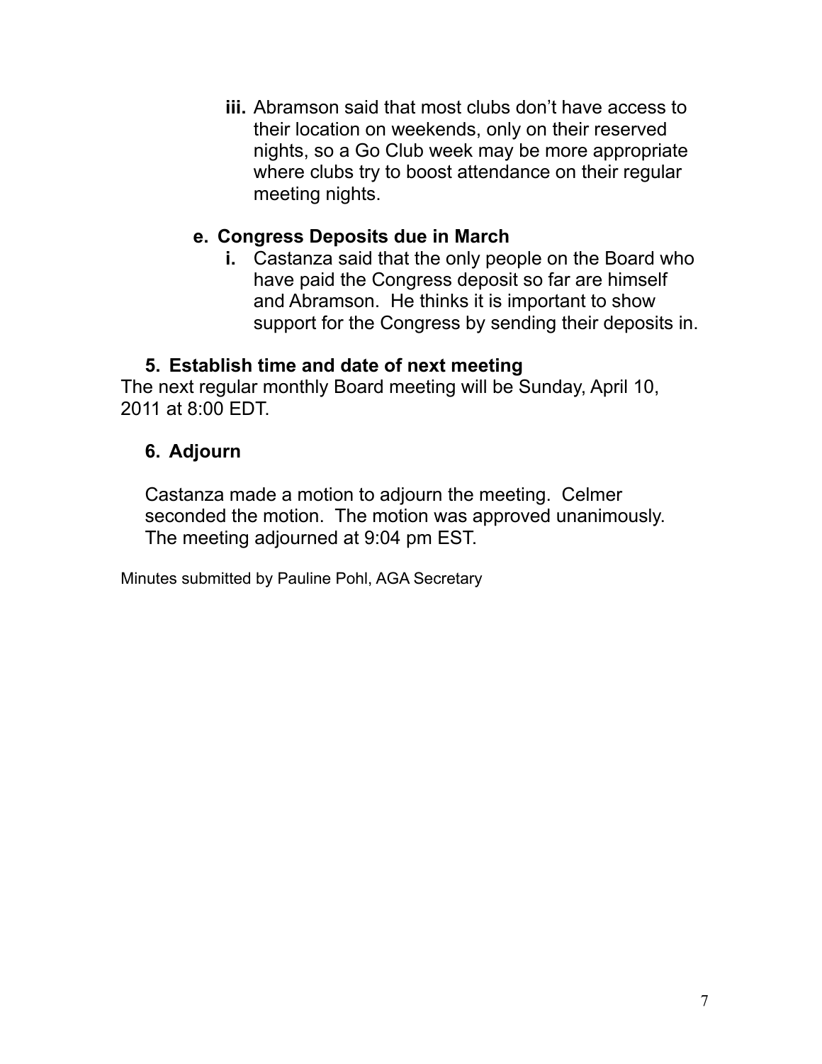iii. Abramson said that most clubs don't have access to their location on weekends, only on their reserved nights, so a Go Club week may be more appropriate where clubs try to boost attendance on their regular meeting nights.

**e. Congress Deposits due in March**

i. Castanza said that the only people on the Board who have paid the Congress deposit so far are himself and Abramson. He thinks it is important to show support for the Congress by sending their deposits in.

## 5. Establish time and date of next meeting

The next regular monthly Board meeting will be Sunday, April 10, 2011 at 8:00 EDT.

## 6. Adjourn

Castanza made a motion to adjourn the meeting. Celmer seconded the motion. The motion was approved unanimously. The meeting adjourned at 9:04 pm EST.

Minutes submitted by Pauline Pohl, AGA Secretary